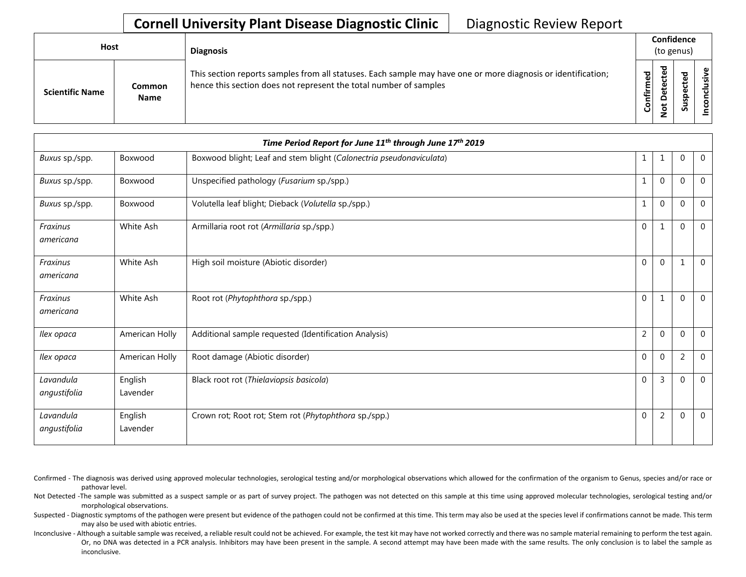# Cornell University Plant Disease Diagnostic Clinic

Diagnostic Review Report

| Host | | Diagnosis | Confidence (to genus) | | | |
|---|---|---|---|---|---|---|
| Scientific Name | Common Name | This section reports samples from all statuses. Each sample may have one or more diagnosis or identification; hence this section does not represent the total number of samples | Confirmed | Not Detected | Suspected | Inconclusive |
| ***Time Period Report for June 11th through June 17th 2019*** | | | | | | |
| *Buxus* sp./spp. | Boxwood | Boxwood blight; Leaf and stem blight (*Calonectria pseudonaviculata*) | 1 | 1 | 0 | 0 |
| *Buxus* sp./spp. | Boxwood | Unspecified pathology (*Fusarium* sp./spp.) | 1 | 0 | 0 | 0 |
| *Buxus* sp./spp. | Boxwood | Volutella leaf blight; Dieback (*Volutella* sp./spp.) | 1 | 0 | 0 | 0 |
| *Fraxinus americana* | White Ash | Armillaria root rot (*Armillaria* sp./spp.) | 0 | 1 | 0 | 0 |
| *Fraxinus americana* | White Ash | High soil moisture (Abiotic disorder) | 0 | 0 | 1 | 0 |
| *Fraxinus americana* | White Ash | Root rot (*Phytophthora* sp./spp.) | 0 | 1 | 0 | 0 |
| *Ilex opaca* | American Holly | Additional sample requested (Identification Analysis) | 2 | 0 | 0 | 0 |
| *Ilex opaca* | American Holly | Root damage (Abiotic disorder) | 0 | 0 | 2 | 0 |
| *Lavandula angustifolia* | English Lavender | Black root rot (*Thielaviopsis basicola*) | 0 | 3 | 0 | 0 |
| *Lavandula angustifolia* | English Lavender | Crown rot; Root rot; Stem rot (*Phytophthora* sp./spp.) | 0 | 2 | 0 | 0 |

Confirmed - The diagnosis was derived using approved molecular technologies, serological testing and/or morphological observations which allowed for the confirmation of the organism to Genus, species and/or race or pathovar level.

Not Detected -The sample was submitted as a suspect sample or as part of survey project. The pathogen was not detected on this sample at this time using approved molecular technologies, serological testing and/or morphological observations.

Suspected - Diagnostic symptoms of the pathogen were present but evidence of the pathogen could not be confirmed at this time. This term may also be used at the species level if confirmations cannot be made. This term may also be used with abiotic entries.

Inconclusive - Although a suitable sample was received, a reliable result could not be achieved. For example, the test kit may have not worked correctly and there was no sample material remaining to perform the test again. Or, no DNA was detected in a PCR analysis. Inhibitors may have been present in the sample. A second attempt may have been made with the same results. The only conclusion is to label the sample as inconclusive.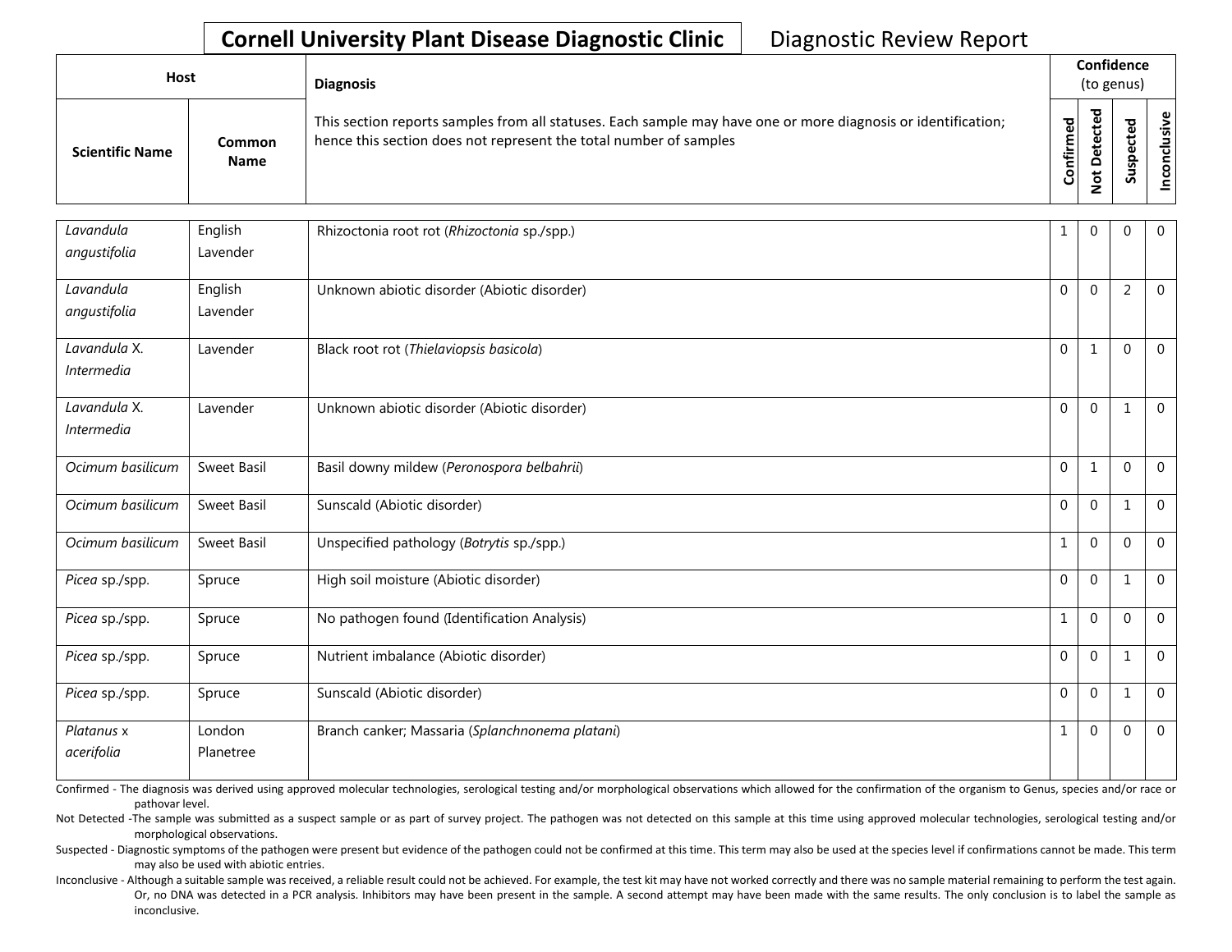**Cornell University Plant Disease Diagnostic Clinic** Diagnostic Review Report

| Host | | Diagnosis | Confidence (to genus) | | | |
|---|---|---|---|---|---|---|
| **Scientific Name** | **Common Name** | This section reports samples from all statuses. Each sample may have one or more diagnosis or identification; hence this section does not represent the total number of samples | **Confirmed** | **Not Detected** | **Suspected** | **Inconclusive** |
| *Lavandula angustifolia* | English Lavender | Rhizoctonia root rot (*Rhizoctonia* sp./spp.) | 1 | 0 | 0 | 0 |
| *Lavandula angustifolia* | English Lavender | Unknown abiotic disorder (Abiotic disorder) | 0 | 0 | 2 | 0 |
| *Lavandula* X. *Intermedia* | Lavender | Black root rot (*Thielaviopsis basicola*) | 0 | 1 | 0 | 0 |
| *Lavandula* X. *Intermedia* | Lavender | Unknown abiotic disorder (Abiotic disorder) | 0 | 0 | 1 | 0 |
| *Ocimum basilicum* | Sweet Basil | Basil downy mildew (*Peronospora belbahrii*) | 0 | 1 | 0 | 0 |
| *Ocimum basilicum* | Sweet Basil | Sunscald (Abiotic disorder) | 0 | 0 | 1 | 0 |
| *Ocimum basilicum* | Sweet Basil | Unspecified pathology (*Botrytis* sp./spp.) | 1 | 0 | 0 | 0 |
| *Picea* sp./spp. | Spruce | High soil moisture (Abiotic disorder) | 0 | 0 | 1 | 0 |
| *Picea* sp./spp. | Spruce | No pathogen found (Identification Analysis) | 1 | 0 | 0 | 0 |
| *Picea* sp./spp. | Spruce | Nutrient imbalance (Abiotic disorder) | 0 | 0 | 1 | 0 |
| *Picea* sp./spp. | Spruce | Sunscald (Abiotic disorder) | 0 | 0 | 1 | 0 |
| *Platanus* x *acerifolia* | London Planetree | Branch canker; Massaria (*Splanchnonema platani*) | 1 | 0 | 0 | 0 |

Confirmed - The diagnosis was derived using approved molecular technologies, serological testing and/or morphological observations which allowed for the confirmation of the organism to Genus, species and/or race or pathovar level.

Not Detected -The sample was submitted as a suspect sample or as part of survey project. The pathogen was not detected on this sample at this time using approved molecular technologies, serological testing and/or morphological observations.

Suspected - Diagnostic symptoms of the pathogen were present but evidence of the pathogen could not be confirmed at this time. This term may also be used at the species level if confirmations cannot be made. This term may also be used with abiotic entries.

Inconclusive - Although a suitable sample was received, a reliable result could not be achieved. For example, the test kit may have not worked correctly and there was no sample material remaining to perform the test again. Or, no DNA was detected in a PCR analysis. Inhibitors may have been present in the sample. A second attempt may have been made with the same results. The only conclusion is to label the sample as inconclusive.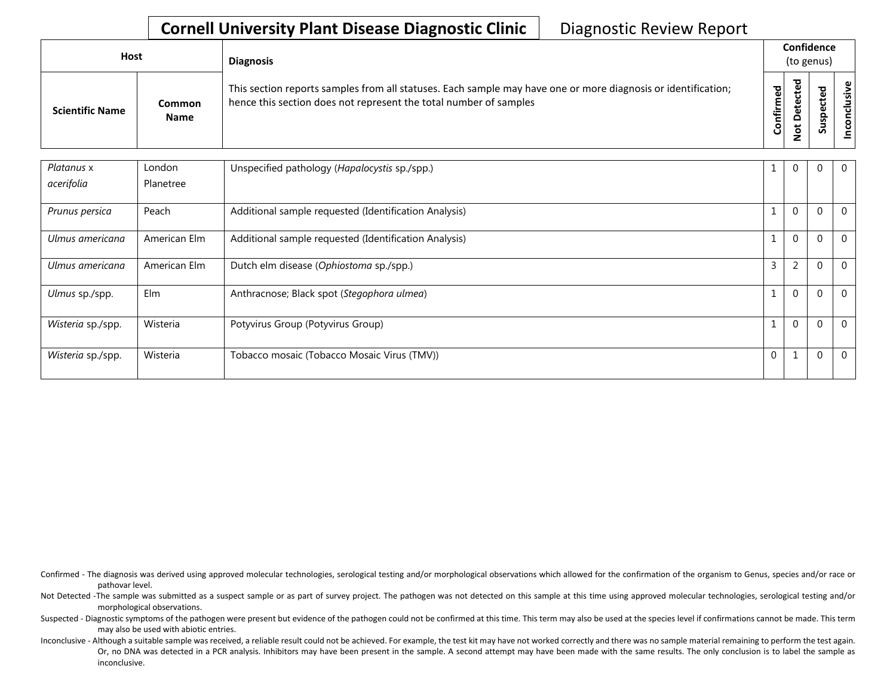**Cornell University Plant Disease Diagnostic Clinic** Diagnostic Review Report

| Host | | Diagnosis | Confidence (to genus) | | | |
|---|---|---|---|---|---|---|
| Scientific Name | Common Name | This section reports samples from all statuses. Each sample may have one or more diagnosis or identification; hence this section does not represent the total number of samples | Confirmed | Not Detected | Suspected | Inconclusive |
| *Platanus* x *acerifolia* | London Planetree | Unspecified pathology (*Hapalocystis* sp./spp.) | 1 | 0 | 0 | 0 |
| *Prunus persica* | Peach | Additional sample requested (Identification Analysis) | 1 | 0 | 0 | 0 |
| *Ulmus americana* | American Elm | Additional sample requested (Identification Analysis) | 1 | 0 | 0 | 0 |
| *Ulmus americana* | American Elm | Dutch elm disease (*Ophiostoma* sp./spp.) | 3 | 2 | 0 | 0 |
| *Ulmus* sp./spp. | Elm | Anthracnose; Black spot (*Stegophora ulmea*) | 1 | 0 | 0 | 0 |
| *Wisteria* sp./spp. | Wisteria | Potyvirus Group (Potyvirus Group) | 1 | 0 | 0 | 0 |
| *Wisteria* sp./spp. | Wisteria | Tobacco mosaic (Tobacco Mosaic Virus (TMV)) | 0 | 1 | 0 | 0 |

Confirmed - The diagnosis was derived using approved molecular technologies, serological testing and/or morphological observations which allowed for the confirmation of the organism to Genus, species and/or race or pathovar level.

Not Detected -The sample was submitted as a suspect sample or as part of survey project. The pathogen was not detected on this sample at this time using approved molecular technologies, serological testing and/or morphological observations.

Suspected - Diagnostic symptoms of the pathogen were present but evidence of the pathogen could not be confirmed at this time. This term may also be used at the species level if confirmations cannot be made. This term may also be used with abiotic entries.

Inconclusive - Although a suitable sample was received, a reliable result could not be achieved. For example, the test kit may have not worked correctly and there was no sample material remaining to perform the test again. Or, no DNA was detected in a PCR analysis. Inhibitors may have been present in the sample. A second attempt may have been made with the same results. The only conclusion is to label the sample as inconclusive.